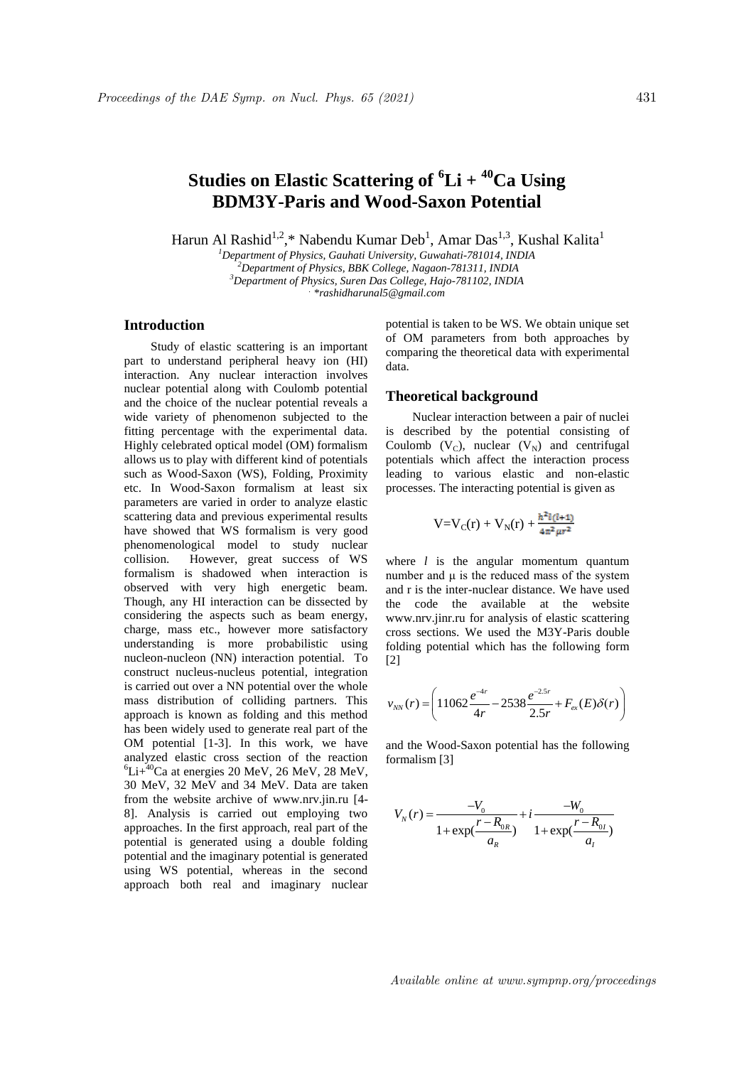# Studies on Elastic Scattering of $^{6}$Li + $^{40}$Ca Using BDM3Y-Paris and Wood-Saxon Potential

Harun Al Rashid[1,2],* Nabendu Kumar Deb[1], Amar Das[1,3], Kushal Kalita[1]

[1] *Department of Physics, Gauhati University, Guwahati-781014, INDIA*
[2] *Department of Physics, BBK College, Nagaon-781311, INDIA*
[3] *Department of Physics, Suren Das College, Hajo-781102, INDIA*
*\*rashidharunal5@gmail.com*

## Introduction

Study of elastic scattering is an important part to understand peripheral heavy ion (HI) interaction. Any nuclear interaction involves nuclear potential along with Coulomb potential and the choice of the nuclear potential reveals a wide variety of phenomenon subjected to the fitting percentage with the experimental data. Highly celebrated optical model (OM) formalism allows us to play with different kind of potentials such as Wood-Saxon (WS), Folding, Proximity etc. In Wood-Saxon formalism at least six parameters are varied in order to analyze elastic scattering data and previous experimental results have showed that WS formalism is very good phenomenological model to study nuclear collision. However, great success of WS formalism is shadowed when interaction is observed with very high energetic beam. Though, any HI interaction can be dissected by considering the aspects such as beam energy, charge, mass etc., however more satisfactory understanding is more probabilistic using nucleon-nucleon (NN) interaction potential. To construct nucleus-nucleus potential, integration is carried out over a NN potential over the whole mass distribution of colliding partners. This approach is known as folding and this method has been widely used to generate real part of the OM potential [1-3]. In this work, we have analyzed elastic cross section of the reaction $^{6}$Li+$^{40}$Ca at energies 20 MeV, 26 MeV, 28 MeV, 30 MeV, 32 MeV and 34 MeV. Data are taken from the website archive of www.nrv.jin.ru [4-8]. Analysis is carried out employing two approaches. In the first approach, real part of the potential is generated using a double folding potential and the imaginary potential is generated using WS potential, whereas in the second approach both real and imaginary nuclear potential is taken to be WS. We obtain unique set of OM parameters from both approaches by comparing the theoretical data with experimental data.

## Theoretical background

Nuclear interaction between a pair of nuclei is described by the potential consisting of Coulomb ($V_C$), nuclear ($V_N$) and centrifugal potentials which affect the interaction process leading to various elastic and non-elastic processes. The interacting potential is given as

$$V = V_C(r) + V_N(r) + \frac{h^2 l(l+1)}{4\pi^2 \mu r^2}$$

where $l$ is the angular momentum quantum number and μ is the reduced mass of the system and r is the inter-nuclear distance. We have used the code the available at the website www.nrv.jinr.ru for analysis of elastic scattering cross sections. We used the M3Y-Paris double folding potential which has the following form [2]

$$v_{NN}(r) = \left( 11062\frac{e^{-4r}}{4r} - 2538\frac{e^{-2.5r}}{2.5r} + F_{ex}(E)\delta(r) \right)$$

and the Wood-Saxon potential has the following formalism [3]

$$V_N(r) = \frac{-V_0}{1+\exp(\dfrac{r-R_{0R}}{a_R})} + i\frac{-W_0}{1+\exp(\dfrac{r-R_{0I}}{a_I})}$$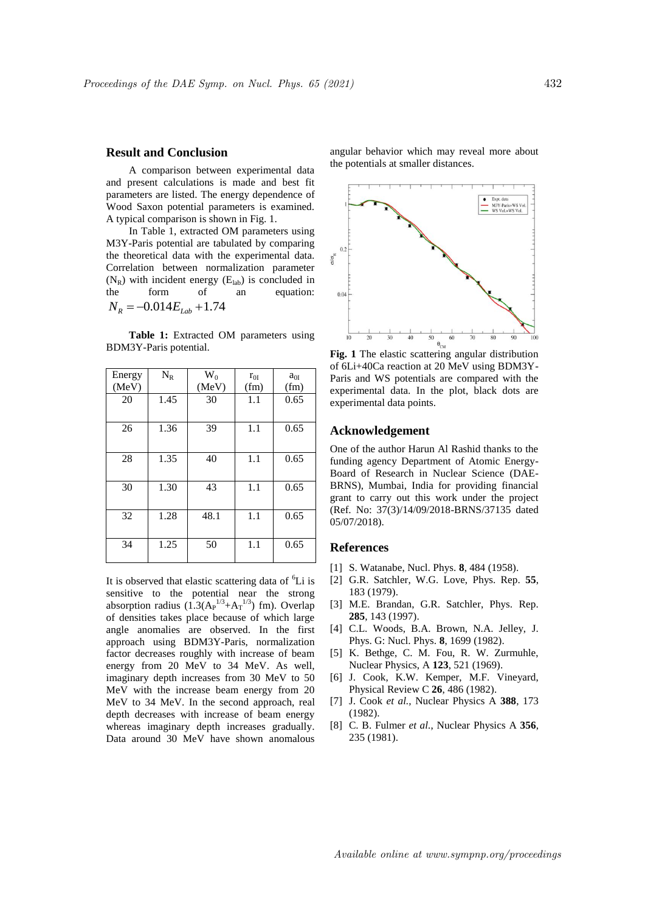## Result and Conclusion

A comparison between experimental data and present calculations is made and best fit parameters are listed. The energy dependence of Wood Saxon potential parameters is examined. A typical comparison is shown in Fig. 1.

In Table 1, extracted OM parameters using M3Y-Paris potential are tabulated by comparing the theoretical data with the experimental data. Correlation between normalization parameter ($N_R$) with incident energy ($E_{lab}$) is concluded in the form of an equation:

$$N_R = -0.014E_{Lab} + 1.74$$

**Table 1:** Extracted OM parameters using BDM3Y-Paris potential.

| Energy (MeV) | $N_R$ | $W_0$ (MeV) | $r_{0I}$ (fm) | $a_{0I}$ (fm) |
|---|---|---|---|---|
| 20 | 1.45 | 30 | 1.1 | 0.65 |
| 26 | 1.36 | 39 | 1.1 | 0.65 |
| 28 | 1.35 | 40 | 1.1 | 0.65 |
| 30 | 1.30 | 43 | 1.1 | 0.65 |
| 32 | 1.28 | 48.1 | 1.1 | 0.65 |
| 34 | 1.25 | 50 | 1.1 | 0.65 |

It is observed that elastic scattering data of $^6$Li is sensitive to the potential near the strong absorption radius ($1.3(A_P^{1/3}+A_T^{1/3})$ fm). Overlap of densities takes place because of which large angle anomalies are observed. In the first approach using BDM3Y-Paris, normalization factor decreases roughly with increase of beam energy from 20 MeV to 34 MeV. As well, imaginary depth increases from 30 MeV to 50 MeV with the increase beam energy from 20 MeV to 34 MeV. In the second approach, real depth decreases with increase of beam energy whereas imaginary depth increases gradually. Data around 30 MeV have shown anomalous angular behavior which may reveal more about the potentials at smaller distances.

Expt. data
M3Y-Paris+WS Vol.
WS Vol.+WS Vol.

1
0.2
0.04

$\sigma/\sigma_R$

10 20 30 40 50 60 70 80 90 100

$\theta_{CM}$

**Fig. 1** The elastic scattering angular distribution of 6Li+40Ca reaction at 20 MeV using BDM3Y-Paris and WS potentials are compared with the experimental data. In the plot, black dots are experimental data points.

## Acknowledgement

One of the author Harun Al Rashid thanks to the funding agency Department of Atomic Energy-Board of Research in Nuclear Science (DAE-BRNS), Mumbai, India for providing financial grant to carry out this work under the project (Ref. No: 37(3)/14/09/2018-BRNS/37135 dated 05/07/2018).

## References

[1] S. Watanabe, Nucl. Phys. **8**, 484 (1958).

[2] G.R. Satchler, W.G. Love, Phys. Rep. **55**, 183 (1979).

[3] M.E. Brandan, G.R. Satchler, Phys. Rep. **285**, 143 (1997).

[4] C.L. Woods, B.A. Brown, N.A. Jelley, J. Phys. G: Nucl. Phys. **8**, 1699 (1982).

[5] K. Bethge, C. M. Fou, R. W. Zurmuhle, Nuclear Physics, A **123**, 521 (1969).

[6] J. Cook, K.W. Kemper, M.F. Vineyard, Physical Review C **26**, 486 (1982).

[7] J. Cook *et al.*, Nuclear Physics A **388**, 173 (1982).

[8] C. B. Fulmer *et al.*, Nuclear Physics A **356**, 235 (1981).